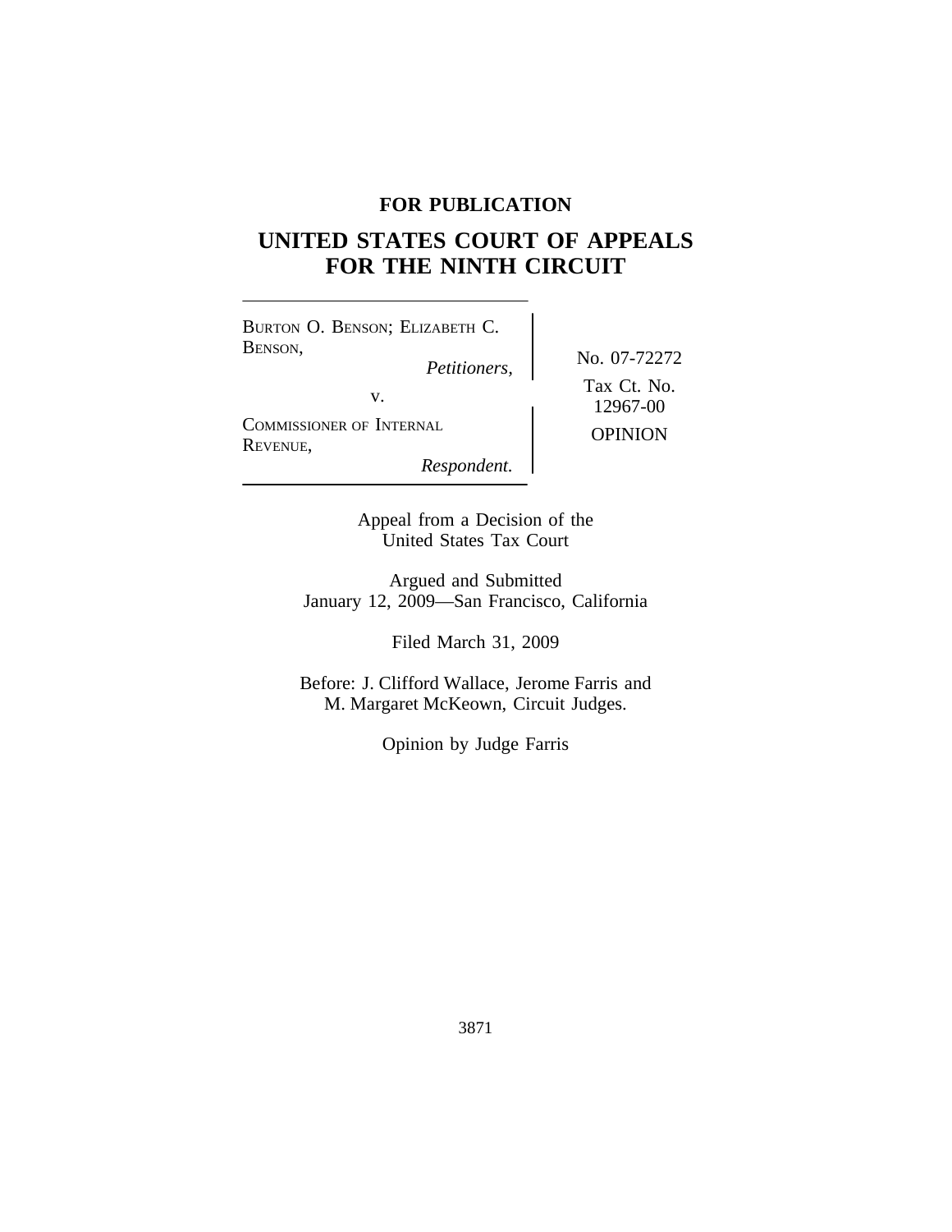**FOR PUBLICATION**

# UNITED STATES COURT OF APPEALS FOR THE NINTH CIRCUIT

BURTON O. BENSON; ELIZABETH C. BENSON,
*Petitioners,*

v.

COMMISSIONER OF INTERNAL REVENUE,
*Respondent.*

No. 07-72272

Tax Ct. No. 12967-00

OPINION

Appeal from a Decision of the United States Tax Court

Argued and Submitted
January 12, 2009—San Francisco, California

Filed March 31, 2009

Before: J. Clifford Wallace, Jerome Farris and M. Margaret McKeown, Circuit Judges.

Opinion by Judge Farris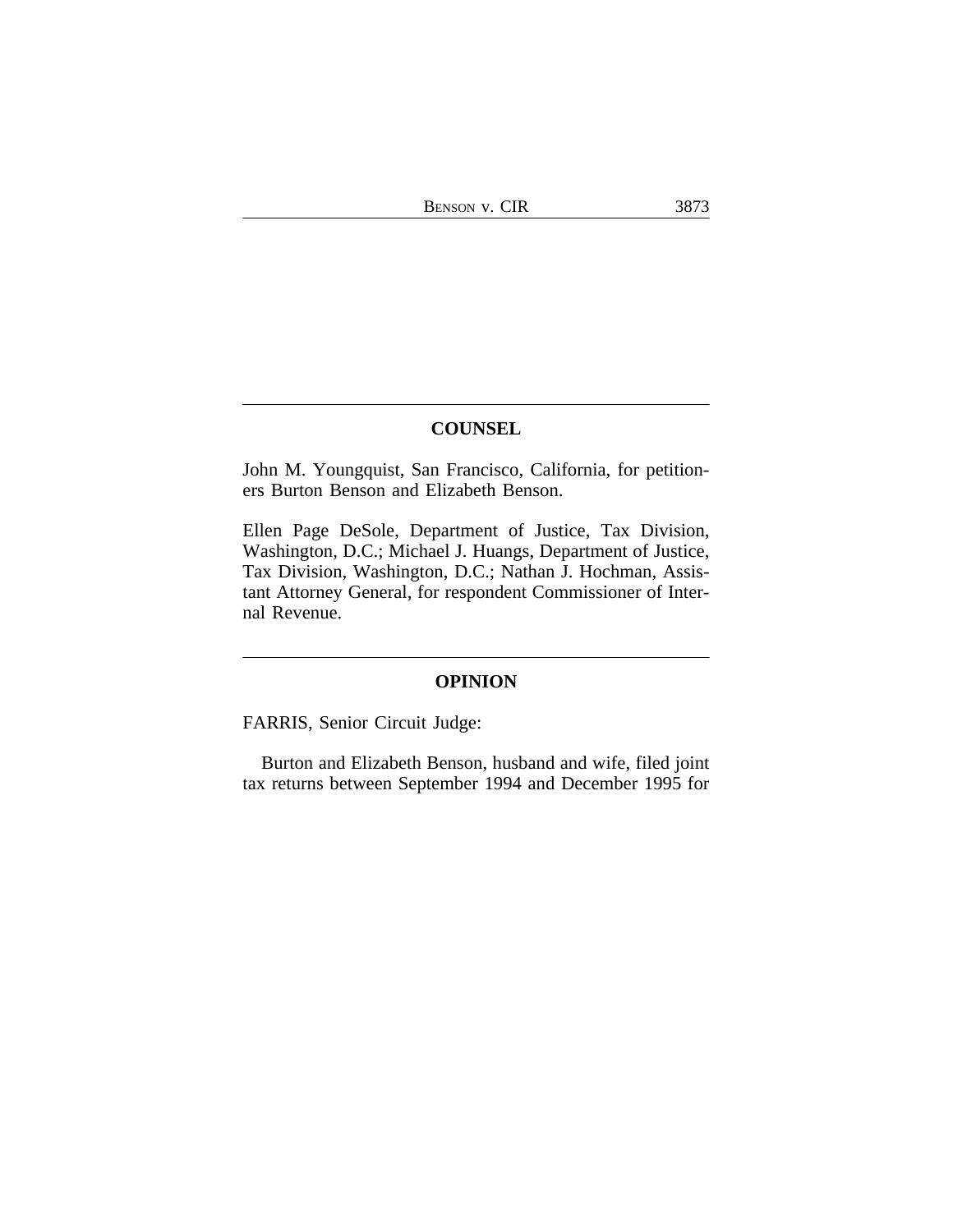## COUNSEL

John M. Youngquist, San Francisco, California, for petitioners Burton Benson and Elizabeth Benson.

Ellen Page DeSole, Department of Justice, Tax Division, Washington, D.C.; Michael J. Huangs, Department of Justice, Tax Division, Washington, D.C.; Nathan J. Hochman, Assistant Attorney General, for respondent Commissioner of Internal Revenue.

## OPINION

FARRIS, Senior Circuit Judge:

Burton and Elizabeth Benson, husband and wife, filed joint tax returns between September 1994 and December 1995 for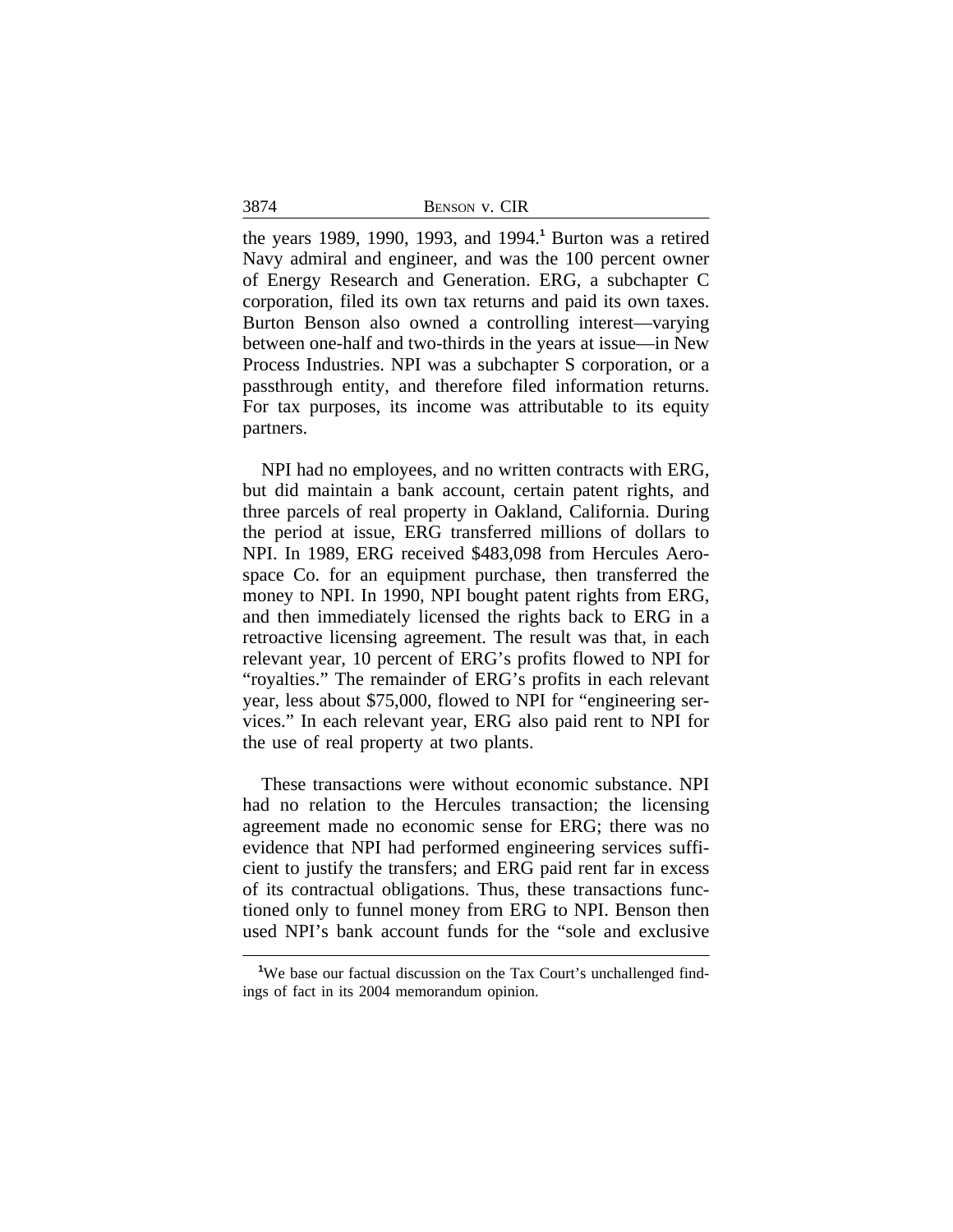the years 1989, 1990, 1993, and 1994.[1] Burton was a retired Navy admiral and engineer, and was the 100 percent owner of Energy Research and Generation. ERG, a subchapter C corporation, filed its own tax returns and paid its own taxes. Burton Benson also owned a controlling interest—varying between one-half and two-thirds in the years at issue—in New Process Industries. NPI was a subchapter S corporation, or a passthrough entity, and therefore filed information returns. For tax purposes, its income was attributable to its equity partners.

NPI had no employees, and no written contracts with ERG, but did maintain a bank account, certain patent rights, and three parcels of real property in Oakland, California. During the period at issue, ERG transferred millions of dollars to NPI. In 1989, ERG received $483,098 from Hercules Aerospace Co. for an equipment purchase, then transferred the money to NPI. In 1990, NPI bought patent rights from ERG, and then immediately licensed the rights back to ERG in a retroactive licensing agreement. The result was that, in each relevant year, 10 percent of ERG's profits flowed to NPI for "royalties." The remainder of ERG's profits in each relevant year, less about $75,000, flowed to NPI for "engineering services." In each relevant year, ERG also paid rent to NPI for the use of real property at two plants.

These transactions were without economic substance. NPI had no relation to the Hercules transaction; the licensing agreement made no economic sense for ERG; there was no evidence that NPI had performed engineering services sufficient to justify the transfers; and ERG paid rent far in excess of its contractual obligations. Thus, these transactions functioned only to funnel money from ERG to NPI. Benson then used NPI's bank account funds for the "sole and exclusive

[1]We base our factual discussion on the Tax Court's unchallenged findings of fact in its 2004 memorandum opinion.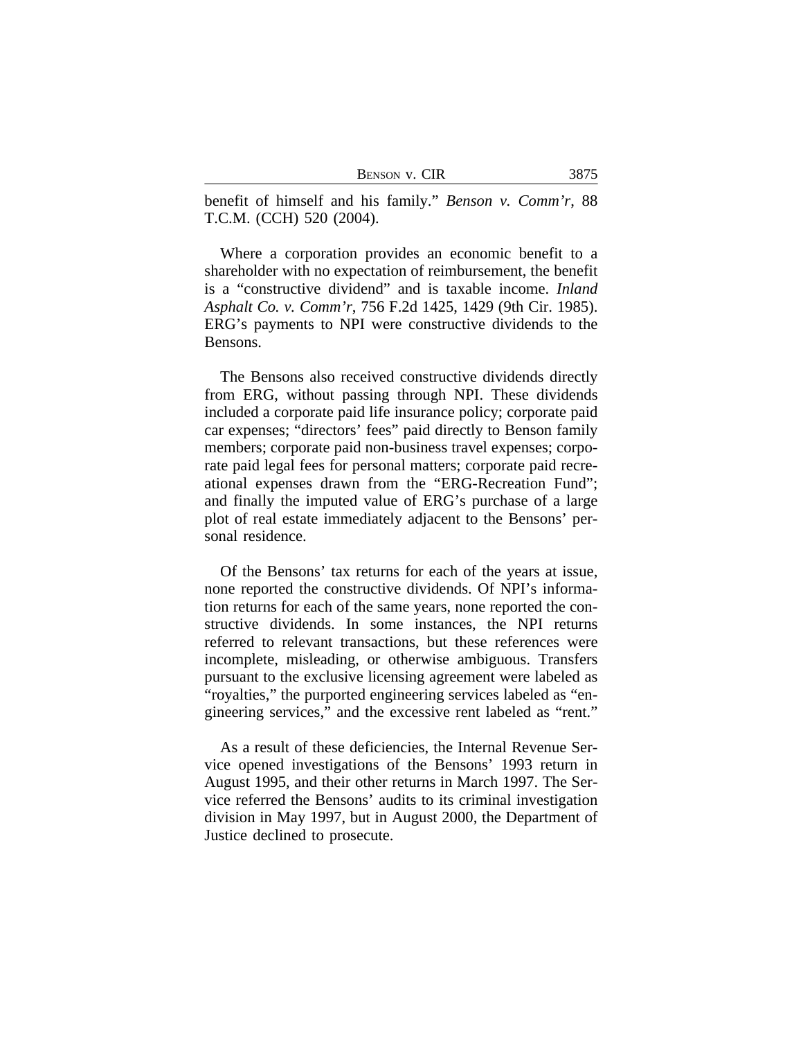benefit of himself and his family." *Benson v. Comm'r*, 88 T.C.M. (CCH) 520 (2004).

Where a corporation provides an economic benefit to a shareholder with no expectation of reimbursement, the benefit is a "constructive dividend" and is taxable income. *Inland Asphalt Co. v. Comm'r*, 756 F.2d 1425, 1429 (9th Cir. 1985). ERG's payments to NPI were constructive dividends to the Bensons.

The Bensons also received constructive dividends directly from ERG, without passing through NPI. These dividends included a corporate paid life insurance policy; corporate paid car expenses; "directors' fees" paid directly to Benson family members; corporate paid non-business travel expenses; corporate paid legal fees for personal matters; corporate paid recreational expenses drawn from the "ERG-Recreation Fund"; and finally the imputed value of ERG's purchase of a large plot of real estate immediately adjacent to the Bensons' personal residence.

Of the Bensons' tax returns for each of the years at issue, none reported the constructive dividends. Of NPI's information returns for each of the same years, none reported the constructive dividends. In some instances, the NPI returns referred to relevant transactions, but these references were incomplete, misleading, or otherwise ambiguous. Transfers pursuant to the exclusive licensing agreement were labeled as "royalties," the purported engineering services labeled as "engineering services," and the excessive rent labeled as "rent."

As a result of these deficiencies, the Internal Revenue Service opened investigations of the Bensons' 1993 return in August 1995, and their other returns in March 1997. The Service referred the Bensons' audits to its criminal investigation division in May 1997, but in August 2000, the Department of Justice declined to prosecute.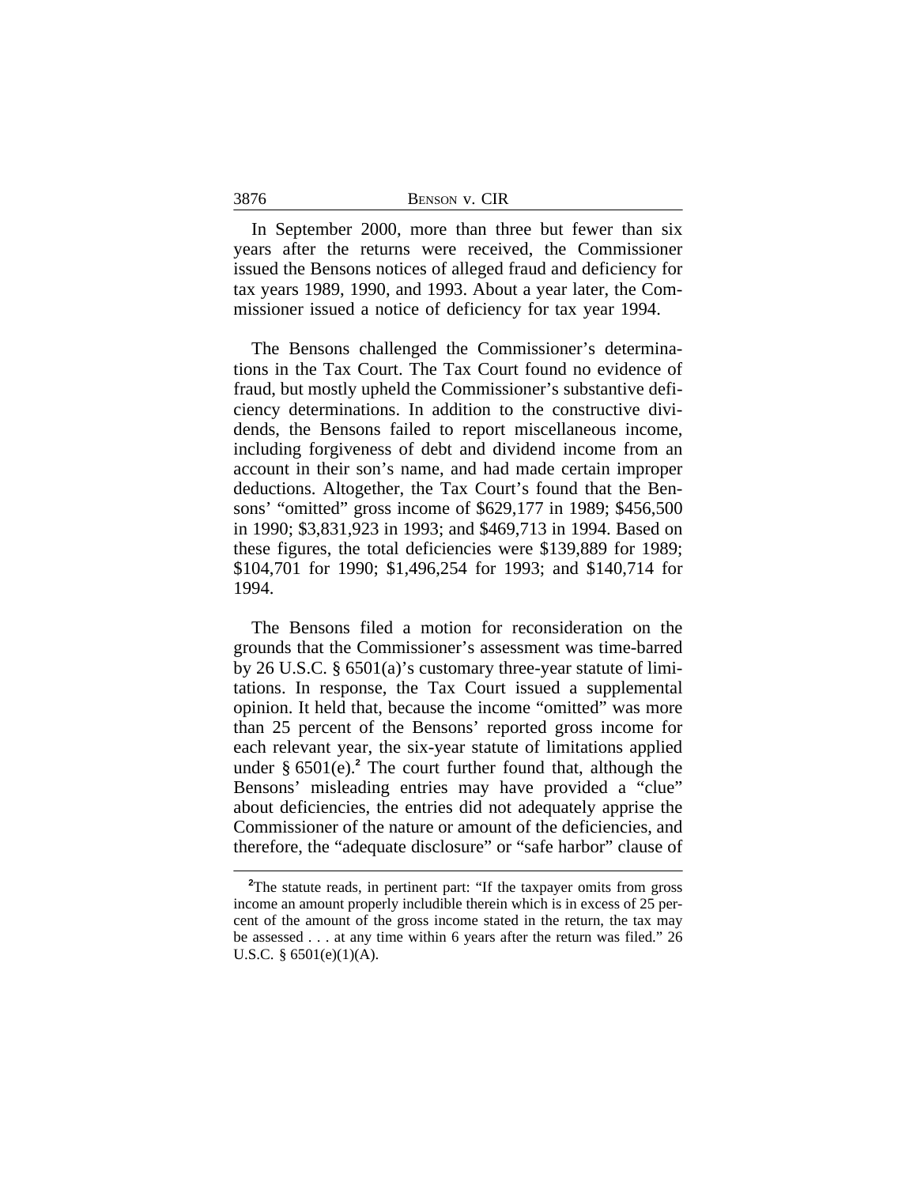In September 2000, more than three but fewer than six years after the returns were received, the Commissioner issued the Bensons notices of alleged fraud and deficiency for tax years 1989, 1990, and 1993. About a year later, the Commissioner issued a notice of deficiency for tax year 1994.

The Bensons challenged the Commissioner's determinations in the Tax Court. The Tax Court found no evidence of fraud, but mostly upheld the Commissioner's substantive deficiency determinations. In addition to the constructive dividends, the Bensons failed to report miscellaneous income, including forgiveness of debt and dividend income from an account in their son's name, and had made certain improper deductions. Altogether, the Tax Court's found that the Bensons' "omitted" gross income of $629,177 in 1989; $456,500 in 1990; $3,831,923 in 1993; and $469,713 in 1994. Based on these figures, the total deficiencies were $139,889 for 1989; $104,701 for 1990; $1,496,254 for 1993; and $140,714 for 1994.

The Bensons filed a motion for reconsideration on the grounds that the Commissioner's assessment was time-barred by 26 U.S.C. § 6501(a)'s customary three-year statute of limitations. In response, the Tax Court issued a supplemental opinion. It held that, because the income "omitted" was more than 25 percent of the Bensons' reported gross income for each relevant year, the six-year statute of limitations applied under § 6501(e).[2] The court further found that, although the Bensons' misleading entries may have provided a "clue" about deficiencies, the entries did not adequately apprise the Commissioner of the nature or amount of the deficiencies, and therefore, the "adequate disclosure" or "safe harbor" clause of

[2]The statute reads, in pertinent part: "If the taxpayer omits from gross income an amount properly includible therein which is in excess of 25 percent of the amount of the gross income stated in the return, the tax may be assessed . . . at any time within 6 years after the return was filed." 26 U.S.C. § 6501(e)(1)(A).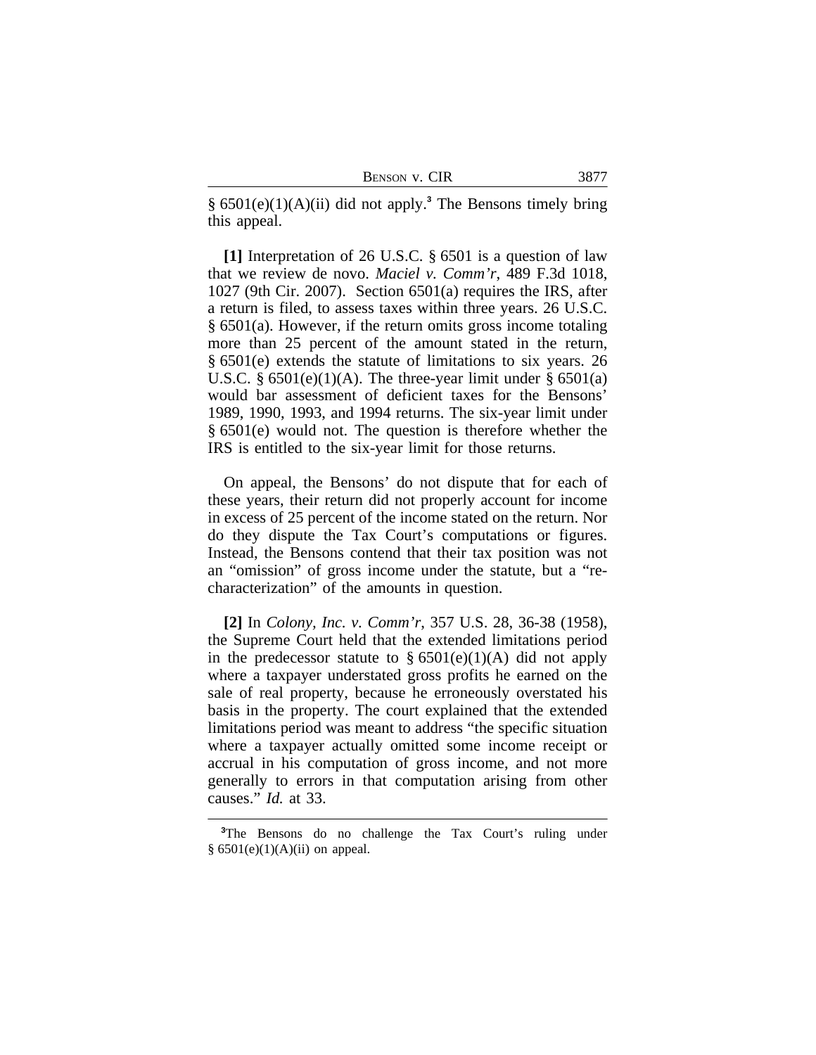§ 6501(e)(1)(A)(ii) did not apply.[3] The Bensons timely bring this appeal.

**[1]** Interpretation of 26 U.S.C. § 6501 is a question of law that we review de novo. *Maciel v. Comm'r*, 489 F.3d 1018, 1027 (9th Cir. 2007). Section 6501(a) requires the IRS, after a return is filed, to assess taxes within three years. 26 U.S.C. § 6501(a). However, if the return omits gross income totaling more than 25 percent of the amount stated in the return, § 6501(e) extends the statute of limitations to six years. 26 U.S.C. § 6501(e)(1)(A). The three-year limit under § 6501(a) would bar assessment of deficient taxes for the Bensons' 1989, 1990, 1993, and 1994 returns. The six-year limit under § 6501(e) would not. The question is therefore whether the IRS is entitled to the six-year limit for those returns.

On appeal, the Bensons' do not dispute that for each of these years, their return did not properly account for income in excess of 25 percent of the income stated on the return. Nor do they dispute the Tax Court's computations or figures. Instead, the Bensons contend that their tax position was not an "omission" of gross income under the statute, but a "re-characterization" of the amounts in question.

**[2]** In *Colony, Inc. v. Comm'r*, 357 U.S. 28, 36-38 (1958), the Supreme Court held that the extended limitations period in the predecessor statute to § 6501(e)(1)(A) did not apply where a taxpayer understated gross profits he earned on the sale of real property, because he erroneously overstated his basis in the property. The court explained that the extended limitations period was meant to address "the specific situation where a taxpayer actually omitted some income receipt or accrual in his computation of gross income, and not more generally to errors in that computation arising from other causes." *Id.* at 33.

---

[3]The Bensons do no challenge the Tax Court's ruling under § 6501(e)(1)(A)(ii) on appeal.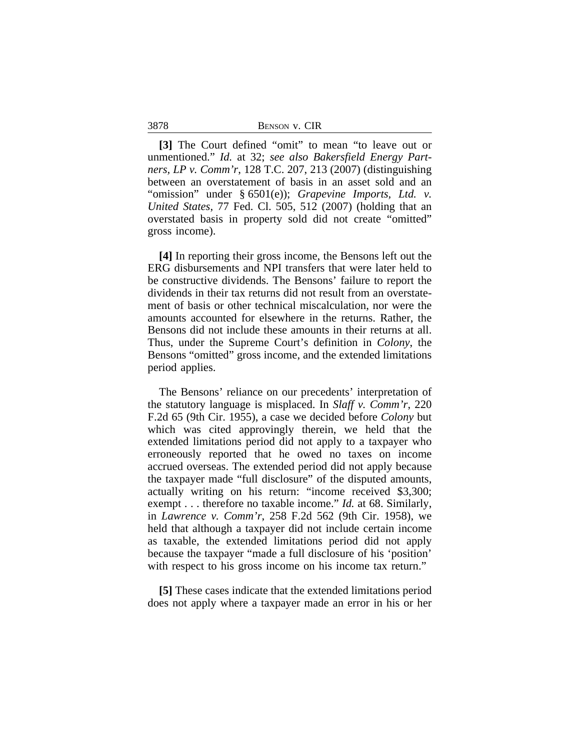**[3]** The Court defined "omit" to mean "to leave out or unmentioned." *Id.* at 32; *see also Bakersfield Energy Partners, LP v. Comm'r*, 128 T.C. 207, 213 (2007) (distinguishing between an overstatement of basis in an asset sold and an "omission" under § 6501(e)); *Grapevine Imports, Ltd. v. United States*, 77 Fed. Cl. 505, 512 (2007) (holding that an overstated basis in property sold did not create "omitted" gross income).

**[4]** In reporting their gross income, the Bensons left out the ERG disbursements and NPI transfers that were later held to be constructive dividends. The Bensons' failure to report the dividends in their tax returns did not result from an overstatement of basis or other technical miscalculation, nor were the amounts accounted for elsewhere in the returns. Rather, the Bensons did not include these amounts in their returns at all. Thus, under the Supreme Court's definition in *Colony*, the Bensons "omitted" gross income, and the extended limitations period applies.

The Bensons' reliance on our precedents' interpretation of the statutory language is misplaced. In *Slaff v. Comm'r*, 220 F.2d 65 (9th Cir. 1955), a case we decided before *Colony* but which was cited approvingly therein, we held that the extended limitations period did not apply to a taxpayer who erroneously reported that he owed no taxes on income accrued overseas. The extended period did not apply because the taxpayer made "full disclosure" of the disputed amounts, actually writing on his return: "income received $3,300; exempt . . . therefore no taxable income." *Id.* at 68. Similarly, in *Lawrence v. Comm'r*, 258 F.2d 562 (9th Cir. 1958), we held that although a taxpayer did not include certain income as taxable, the extended limitations period did not apply because the taxpayer "made a full disclosure of his 'position' with respect to his gross income on his income tax return."

**[5]** These cases indicate that the extended limitations period does not apply where a taxpayer made an error in his or her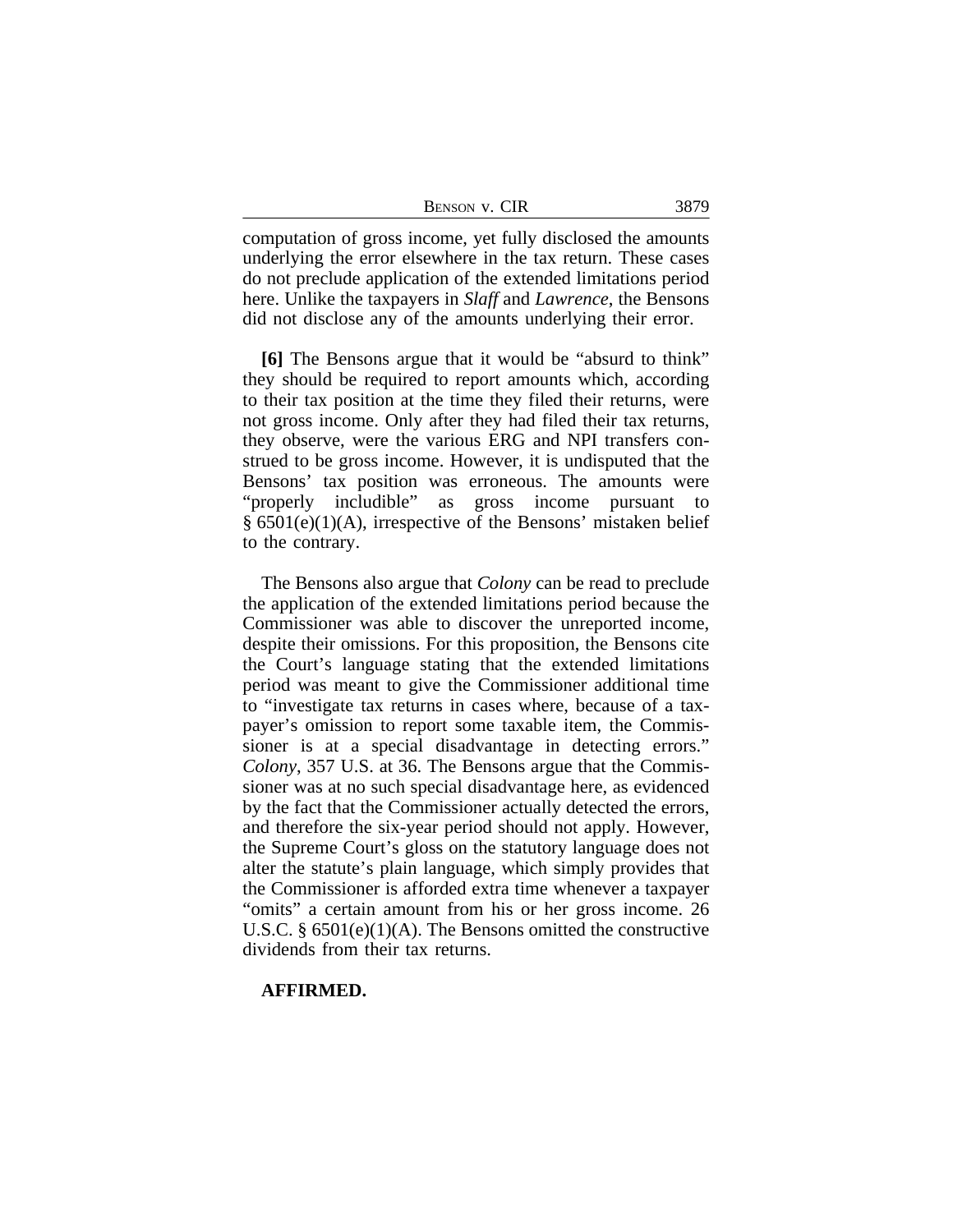computation of gross income, yet fully disclosed the amounts underlying the error elsewhere in the tax return. These cases do not preclude application of the extended limitations period here. Unlike the taxpayers in *Slaff* and *Lawrence*, the Bensons did not disclose any of the amounts underlying their error.

**[6]** The Bensons argue that it would be "absurd to think" they should be required to report amounts which, according to their tax position at the time they filed their returns, were not gross income. Only after they had filed their tax returns, they observe, were the various ERG and NPI transfers construed to be gross income. However, it is undisputed that the Bensons' tax position was erroneous. The amounts were "properly includible" as gross income pursuant to § 6501(e)(1)(A), irrespective of the Bensons' mistaken belief to the contrary.

The Bensons also argue that *Colony* can be read to preclude the application of the extended limitations period because the Commissioner was able to discover the unreported income, despite their omissions. For this proposition, the Bensons cite the Court's language stating that the extended limitations period was meant to give the Commissioner additional time to "investigate tax returns in cases where, because of a taxpayer's omission to report some taxable item, the Commissioner is at a special disadvantage in detecting errors." *Colony*, 357 U.S. at 36. The Bensons argue that the Commissioner was at no such special disadvantage here, as evidenced by the fact that the Commissioner actually detected the errors, and therefore the six-year period should not apply. However, the Supreme Court's gloss on the statutory language does not alter the statute's plain language, which simply provides that the Commissioner is afforded extra time whenever a taxpayer "omits" a certain amount from his or her gross income. 26 U.S.C. § 6501(e)(1)(A). The Bensons omitted the constructive dividends from their tax returns.

**AFFIRMED.**